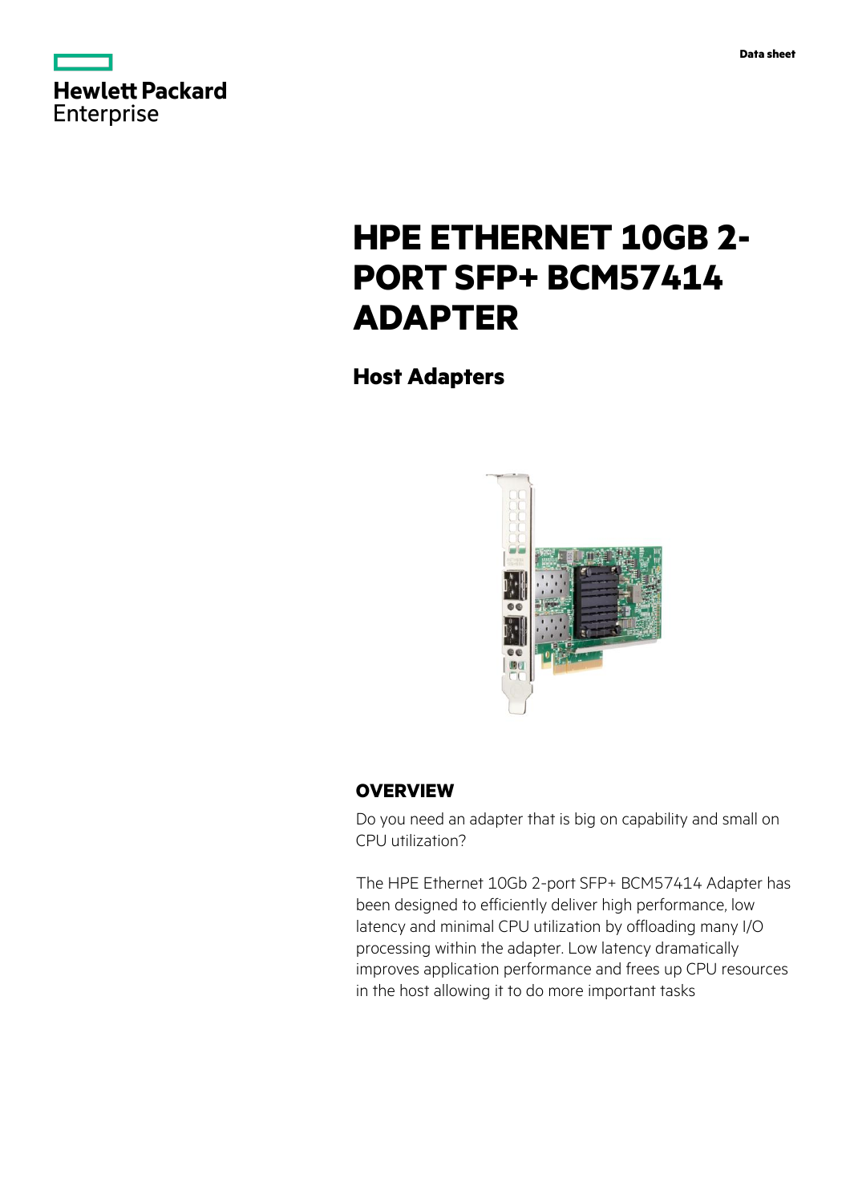Data sheet

# HPE ETHERNET 10GB 2-PORT SFP+ BCM57414 ADAPTER

## Host Adapters

## OVERVIEW

Do you need an adapter that is big on capability and small on CPU utilization?

The HPE Ethernet 10Gb 2-port SFP+ BCM57414 Adapter has been designed to efficiently deliver high performance, low latency and minimal CPU utilization by offloading many I/O processing within the adapter. Low latency dramatically improves application performance and frees up CPU resources in the host allowing it to do more important tasks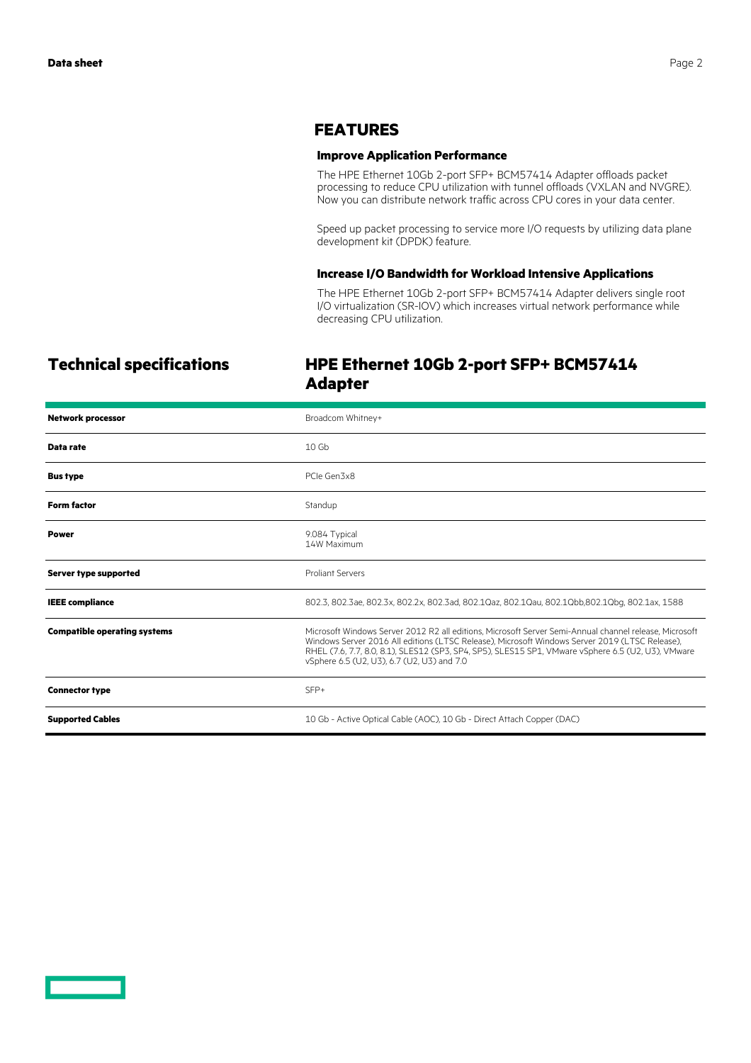## FEATURES

### Improve Application Performance

The HPE Ethernet 10Gb 2-port SFP+ BCM57414 Adapter offloads packet processing to reduce CPU utilization with tunnel offloads (VXLAN and NVGRE). Now you can distribute network traffic across CPU cores in your data center.

Speed up packet processing to service more I/O requests by utilizing data plane development kit (DPDK) feature.

### Increase I/O Bandwidth for Workload Intensive Applications

The HPE Ethernet 10Gb 2-port SFP+ BCM57414 Adapter delivers single root I/O virtualization (SR-IOV) which increases virtual network performance while decreasing CPU utilization.

## Technical specifications

## HPE Ethernet 10Gb 2-port SFP+ BCM57414 Adapter

| | |
|---|---|
| **Network processor** | Broadcom Whitney+ |
| **Data rate** | 10 Gb |
| **Bus type** | PCIe Gen3x8 |
| **Form factor** | Standup |
| **Power** | 9.084 Typical<br>14W Maximum |
| **Server type supported** | Proliant Servers |
| **IEEE compliance** | 802.3, 802.3ae, 802.3x, 802.2x, 802.3ad, 802.1Qaz, 802.1Qau, 802.1Qbb,802.1Qbg, 802.1ax, 1588 |
| **Compatible operating systems** | Microsoft Windows Server 2012 R2 all editions, Microsoft Server Semi-Annual channel release, Microsoft Windows Server 2016 All editions (LTSC Release), Microsoft Windows Server 2019 (LTSC Release), RHEL (7.6, 7.7, 8.0, 8.1), SLES12 (SP3, SP4, SP5), SLES15 SP1, VMware vSphere 6.5 (U2, U3), VMware vSphere 6.5 (U2, U3), 6.7 (U2, U3) and 7.0 |
| **Connector type** | SFP+ |
| **Supported Cables** | 10 Gb - Active Optical Cable (AOC), 10 Gb - Direct Attach Copper (DAC) |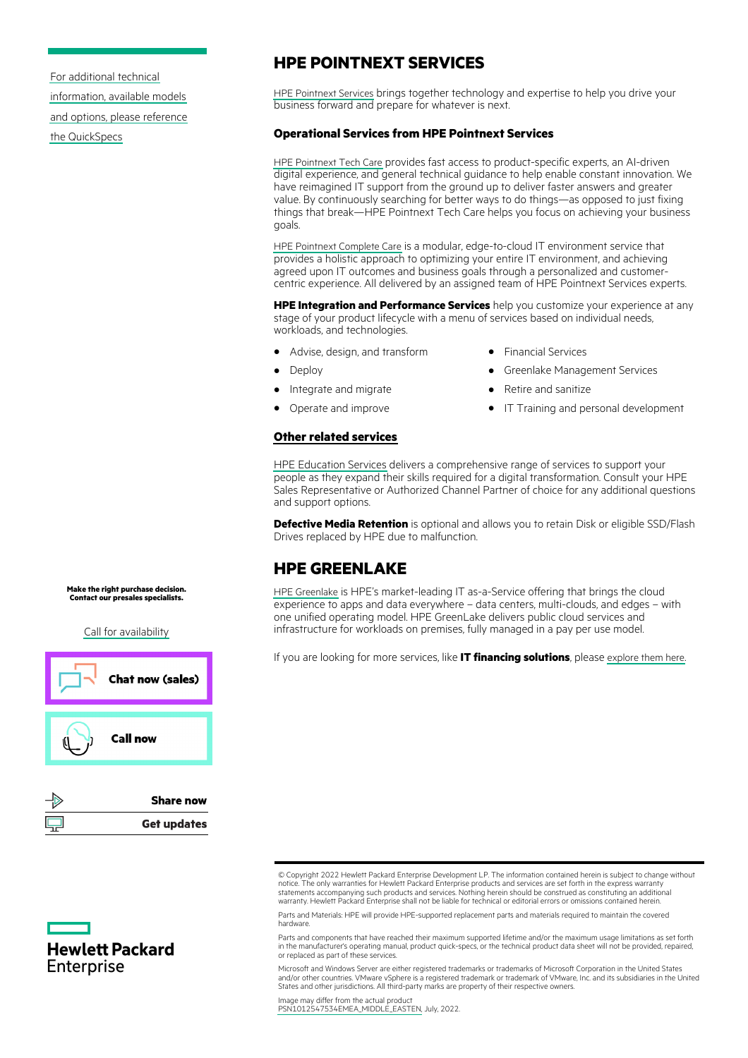For additional technical information, available models and options, please reference the QuickSpecs

## HPE POINTNEXT SERVICES

HPE Pointnext Services brings together technology and expertise to help you drive your business forward and prepare for whatever is next.

### Operational Services from HPE Pointnext Services

HPE Pointnext Tech Care provides fast access to product-specific experts, an AI-driven digital experience, and general technical guidance to help enable constant innovation. We have reimagined IT support from the ground up to deliver faster answers and greater value. By continuously searching for better ways to do things—as opposed to just fixing things that break—HPE Pointnext Tech Care helps you focus on achieving your business goals.

HPE Pointnext Complete Care is a modular, edge-to-cloud IT environment service that provides a holistic approach to optimizing your entire IT environment, and achieving agreed upon IT outcomes and business goals through a personalized and customer-centric experience. All delivered by an assigned team of HPE Pointnext Services experts.

**HPE Integration and Performance Services** help you customize your experience at any stage of your product lifecycle with a menu of services based on individual needs, workloads, and technologies.

- Advise, design, and transform
- Deploy
- Integrate and migrate
- Operate and improve
- Financial Services
- Greenlake Management Services
- Retire and sanitize
- IT Training and personal development

### Other related services

HPE Education Services delivers a comprehensive range of services to support your people as they expand their skills required for a digital transformation. Consult your HPE Sales Representative or Authorized Channel Partner of choice for any additional questions and support options.

**Defective Media Retention** is optional and allows you to retain Disk or eligible SSD/Flash Drives replaced by HPE due to malfunction.

## HPE GREENLAKE

HPE Greenlake is HPE's market-leading IT as-a-Service offering that brings the cloud experience to apps and data everywhere – data centers, multi-clouds, and edges – with one unified operating model. HPE GreenLake delivers public cloud services and infrastructure for workloads on premises, fully managed in a pay per use model.

If you are looking for more services, like **IT financing solutions**, please explore them here.

**Make the right purchase decision. Contact our presales specialists.**

Call for availability

**Chat now (sales)**

**Call now**

**Share now**

**Get updates**

© Copyright 2022 Hewlett Packard Enterprise Development LP. The information contained herein is subject to change without notice. The only warranties for Hewlett Packard Enterprise products and services are set forth in the express warranty statements accompanying such products and services. Nothing herein should be construed as constituting an additional warranty. Hewlett Packard Enterprise shall not be liable for technical or editorial errors or omissions contained herein.

Parts and Materials: HPE will provide HPE-supported replacement parts and materials required to maintain the covered hardware.

Parts and components that have reached their maximum supported lifetime and/or the maximum usage limitations as set forth in the manufacturer's operating manual, product quick-specs, or the technical product data sheet will not be provided, repaired, or replaced as part of these services.

Microsoft and Windows Server are either registered trademarks or trademarks of Microsoft Corporation in the United States and/or other countries. VMware vSphere is a registered trademark or trademark of VMware, Inc. and its subsidiaries in the United States and other jurisdictions. All third-party marks are property of their respective owners.

Image may differ from the actual product
PSN1012547534EMEA_MIDDLE_EASTEN, July, 2022.

Hewlett Packard Enterprise